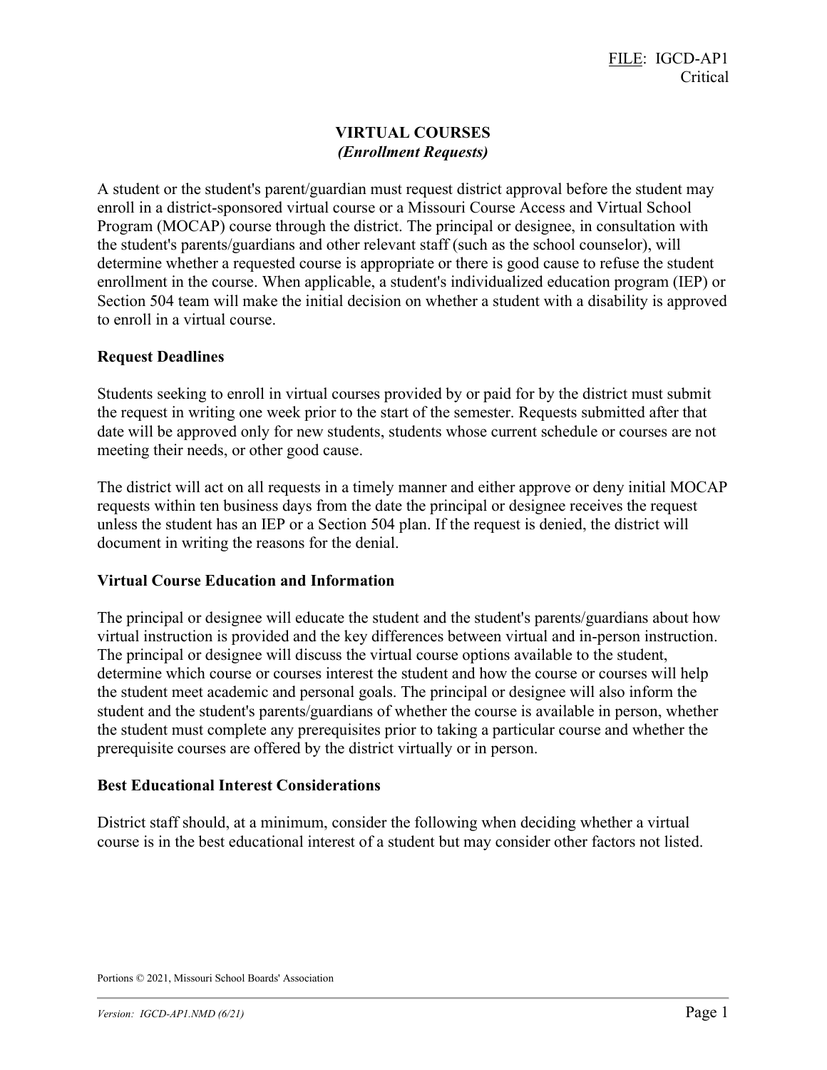FILE: IGCD-AP1
Critical

# VIRTUAL COURSES
## *(Enrollment Requests)*

A student or the student's parent/guardian must request district approval before the student may enroll in a district-sponsored virtual course or a Missouri Course Access and Virtual School Program (MOCAP) course through the district. The principal or designee, in consultation with the student's parents/guardians and other relevant staff (such as the school counselor), will determine whether a requested course is appropriate or there is good cause to refuse the student enrollment in the course. When applicable, a student's individualized education program (IEP) or Section 504 team will make the initial decision on whether a student with a disability is approved to enroll in a virtual course.

### Request Deadlines

Students seeking to enroll in virtual courses provided by or paid for by the district must submit the request in writing one week prior to the start of the semester. Requests submitted after that date will be approved only for new students, students whose current schedule or courses are not meeting their needs, or other good cause.

The district will act on all requests in a timely manner and either approve or deny initial MOCAP requests within ten business days from the date the principal or designee receives the request unless the student has an IEP or a Section 504 plan. If the request is denied, the district will document in writing the reasons for the denial.

### Virtual Course Education and Information

The principal or designee will educate the student and the student's parents/guardians about how virtual instruction is provided and the key differences between virtual and in-person instruction. The principal or designee will discuss the virtual course options available to the student, determine which course or courses interest the student and how the course or courses will help the student meet academic and personal goals. The principal or designee will also inform the student and the student's parents/guardians of whether the course is available in person, whether the student must complete any prerequisites prior to taking a particular course and whether the prerequisite courses are offered by the district virtually or in person.

### Best Educational Interest Considerations

District staff should, at a minimum, consider the following when deciding whether a virtual course is in the best educational interest of a student but may consider other factors not listed.

Portions © 2021, Missouri School Boards' Association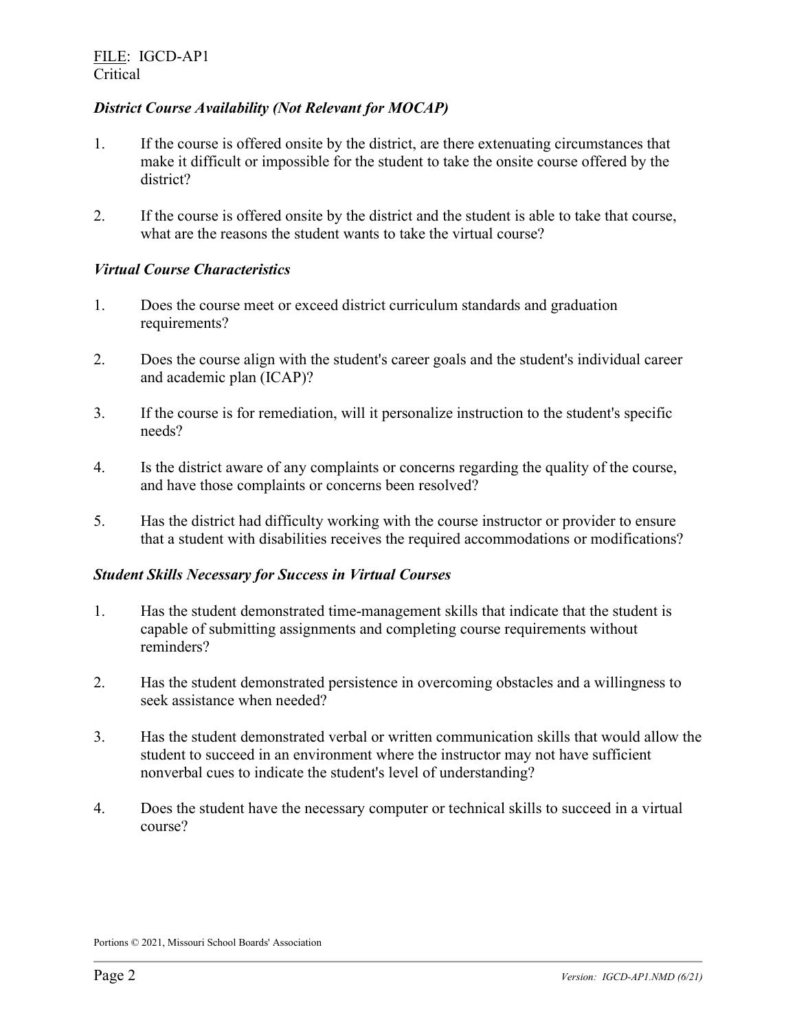*District Course Availability (Not Relevant for MOCAP)*

1. If the course is offered onsite by the district, are there extenuating circumstances that make it difficult or impossible for the student to take the onsite course offered by the district?

2. If the course is offered onsite by the district and the student is able to take that course, what are the reasons the student wants to take the virtual course?

*Virtual Course Characteristics*

1. Does the course meet or exceed district curriculum standards and graduation requirements?

2. Does the course align with the student's career goals and the student's individual career and academic plan (ICAP)?

3. If the course is for remediation, will it personalize instruction to the student's specific needs?

4. Is the district aware of any complaints or concerns regarding the quality of the course, and have those complaints or concerns been resolved?

5. Has the district had difficulty working with the course instructor or provider to ensure that a student with disabilities receives the required accommodations or modifications?

*Student Skills Necessary for Success in Virtual Courses*

1. Has the student demonstrated time-management skills that indicate that the student is capable of submitting assignments and completing course requirements without reminders?

2. Has the student demonstrated persistence in overcoming obstacles and a willingness to seek assistance when needed?

3. Has the student demonstrated verbal or written communication skills that would allow the student to succeed in an environment where the instructor may not have sufficient nonverbal cues to indicate the student's level of understanding?

4. Does the student have the necessary computer or technical skills to succeed in a virtual course?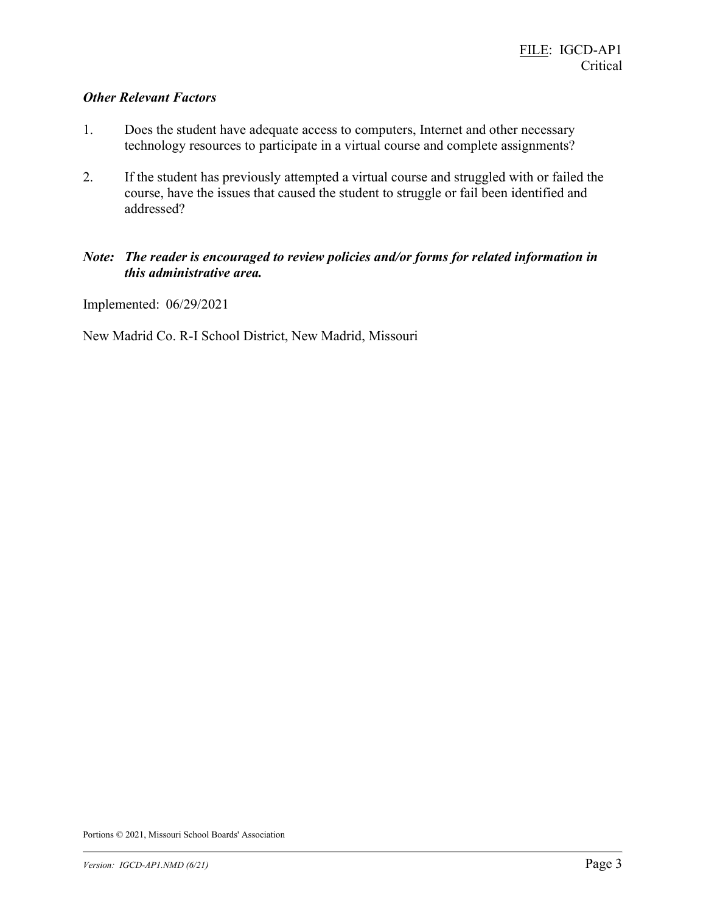### *Other Relevant Factors*

1. Does the student have adequate access to computers, Internet and other necessary technology resources to participate in a virtual course and complete assignments?

2. If the student has previously attempted a virtual course and struggled with or failed the course, have the issues that caused the student to struggle or fail been identified and addressed?

***Note: The reader is encouraged to review policies and/or forms for related information in this administrative area.***

Implemented: 06/29/2021

New Madrid Co. R-I School District, New Madrid, Missouri

Portions © 2021, Missouri School Boards' Association